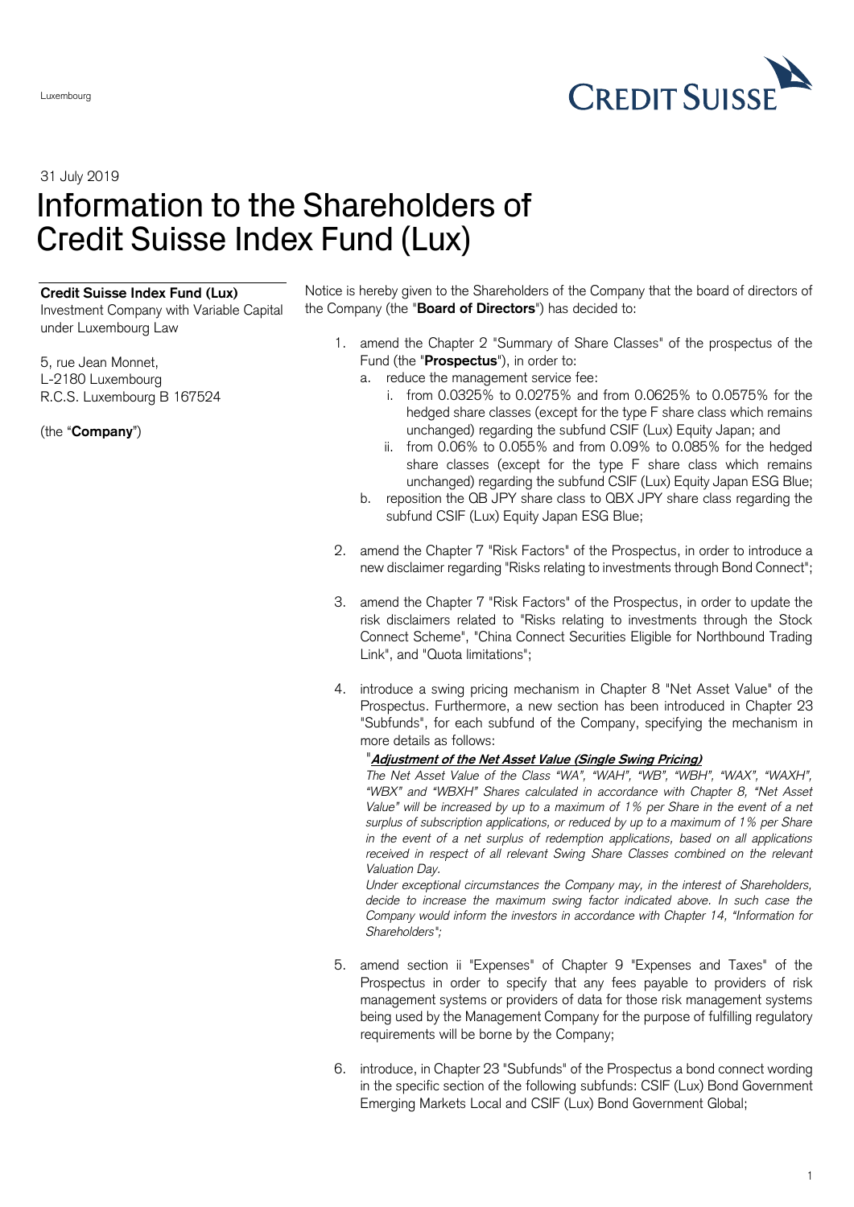Luxembourg

31 July 2019

# Information to the Shareholders of Credit Suisse Index Fund (Lux)

**Credit Suisse Index Fund (Lux)**
Investment Company with Variable Capital under Luxembourg Law

5, rue Jean Monnet,
L-2180 Luxembourg
R.C.S. Luxembourg B 167524

(the "**Company**")

Notice is hereby given to the Shareholders of the Company that the board of directors of the Company (the "**Board of Directors**") has decided to:

1. amend the Chapter 2 "Summary of Share Classes" of the prospectus of the Fund (the "**Prospectus**"), in order to:
   a. reduce the management service fee:
      i. from 0.0325% to 0.0275% and from 0.0625% to 0.0575% for the hedged share classes (except for the type F share class which remains unchanged) regarding the subfund CSIF (Lux) Equity Japan; and
      ii. from 0.06% to 0.055% and from 0.09% to 0.085% for the hedged share classes (except for the type F share class which remains unchanged) regarding the subfund CSIF (Lux) Equity Japan ESG Blue;
   b. reposition the QB JPY share class to QBX JPY share class regarding the subfund CSIF (Lux) Equity Japan ESG Blue;

2. amend the Chapter 7 "Risk Factors" of the Prospectus, in order to introduce a new disclaimer regarding "Risks relating to investments through Bond Connect";

3. amend the Chapter 7 "Risk Factors" of the Prospectus, in order to update the risk disclaimers related to "Risks relating to investments through the Stock Connect Scheme", "China Connect Securities Eligible for Northbound Trading Link", and "Quota limitations";

4. introduce a swing pricing mechanism in Chapter 8 "Net Asset Value" of the Prospectus. Furthermore, a new section has been introduced in Chapter 23 "Subfunds", for each subfund of the Company, specifying the mechanism in more details as follows:

   "***Adjustment of the Net Asset Value (Single Swing Pricing)***
   *The Net Asset Value of the Class "WA", "WAH", "WB", "WBH", "WAX", "WAXH", "WBX" and "WBXH" Shares calculated in accordance with Chapter 8, "Net Asset Value" will be increased by up to a maximum of 1% per Share in the event of a net surplus of subscription applications, or reduced by up to a maximum of 1% per Share in the event of a net surplus of redemption applications, based on all applications received in respect of all relevant Swing Share Classes combined on the relevant Valuation Day.*
   *Under exceptional circumstances the Company may, in the interest of Shareholders, decide to increase the maximum swing factor indicated above. In such case the Company would inform the investors in accordance with Chapter 14, "Information for Shareholders";*

5. amend section ii "Expenses" of Chapter 9 "Expenses and Taxes" of the Prospectus in order to specify that any fees payable to providers of risk management systems or providers of data for those risk management systems being used by the Management Company for the purpose of fulfilling regulatory requirements will be borne by the Company;

6. introduce, in Chapter 23 "Subfunds" of the Prospectus a bond connect wording in the specific section of the following subfunds: CSIF (Lux) Bond Government Emerging Markets Local and CSIF (Lux) Bond Government Global;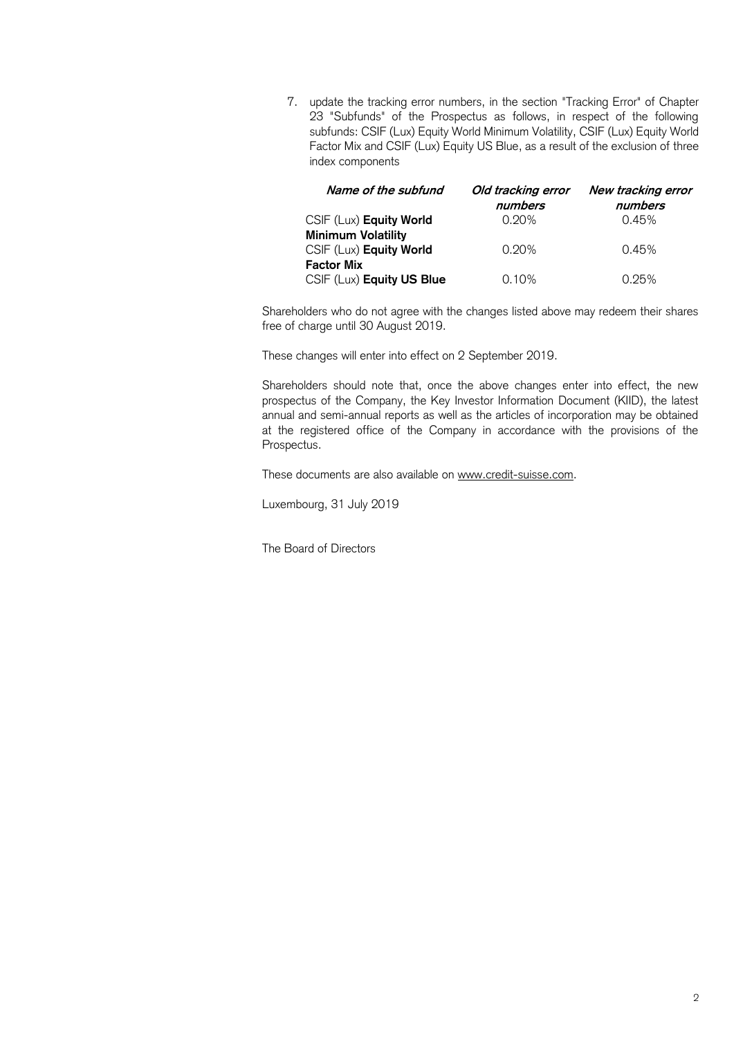7. update the tracking error numbers, in the section "Tracking Error" of Chapter 23 "Subfunds" of the Prospectus as follows, in respect of the following subfunds: CSIF (Lux) Equity World Minimum Volatility, CSIF (Lux) Equity World Factor Mix and CSIF (Lux) Equity US Blue, as a result of the exclusion of three index components

| ***Name of the subfund*** | ***Old tracking error numbers*** | ***New tracking error numbers*** |
|---|---|---|
| CSIF (Lux) **Equity World Minimum Volatility** | 0.20% | 0.45% |
| CSIF (Lux) **Equity World Factor Mix** | 0.20% | 0.45% |
| CSIF (Lux) **Equity US Blue** | 0.10% | 0.25% |

Shareholders who do not agree with the changes listed above may redeem their shares free of charge until 30 August 2019.

These changes will enter into effect on 2 September 2019.

Shareholders should note that, once the above changes enter into effect, the new prospectus of the Company, the Key Investor Information Document (KIID), the latest annual and semi-annual reports as well as the articles of incorporation may be obtained at the registered office of the Company in accordance with the provisions of the Prospectus.

These documents are also available on www.credit-suisse.com.

Luxembourg, 31 July 2019

The Board of Directors